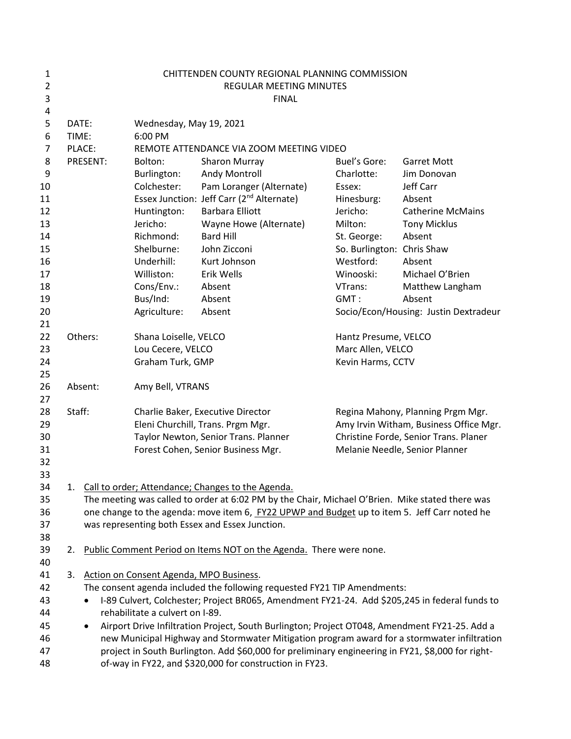CHITTENDEN COUNTY REGIONAL PLANNING COMMISSION
REGULAR MEETING MINUTES
FINAL

DATE: Wednesday, May 19, 2021
TIME: 6:00 PM
PLACE: REMOTE ATTENDANCE VIA ZOOM MEETING VIDEO

PRESENT:

| | | | |
|---|---|---|---|
| Bolton: | Sharon Murray | Buel's Gore: | Garret Mott |
| Burlington: | Andy Montroll | Charlotte: | Jim Donovan |
| Colchester: | Pam Loranger (Alternate) | Essex: | Jeff Carr |
| Essex Junction: | Jeff Carr (2nd Alternate) | Hinesburg: | Absent |
| Huntington: | Barbara Elliott | Jericho: | Catherine McMains |
| Jericho: | Wayne Howe (Alternate) | Milton: | Tony Micklus |
| Richmond: | Bard Hill | St. George: | Absent |
| Shelburne: | John Zicconi | So. Burlington: | Chris Shaw |
| Underhill: | Kurt Johnson | Westford: | Absent |
| Williston: | Erik Wells | Winooski: | Michael O'Brien |
| Cons/Env.: | Absent | VTrans: | Matthew Langham |
| Bus/Ind: | Absent | GMT: | Absent |
| Agriculture: | Absent | Socio/Econ/Housing: | Justin Dextradeur |

Others:

| | |
|---|---|
| Shana Loiselle, VELCO | Hantz Presume, VELCO |
| Lou Cecere, VELCO | Marc Allen, VELCO |
| Graham Turk, GMP | Kevin Harms, CCTV |

Absent: Amy Bell, VTRANS

Staff:

| | |
|---|---|
| Charlie Baker, Executive Director | Regina Mahony, Planning Prgm Mgr. |
| Eleni Churchill, Trans. Prgm Mgr. | Amy Irvin Witham, Business Office Mgr. |
| Taylor Newton, Senior Trans. Planner | Christine Forde, Senior Trans. Planer |
| Forest Cohen, Senior Business Mgr. | Melanie Needle, Senior Planner |

1. Call to order; Attendance; Changes to the Agenda.
   The meeting was called to order at 6:02 PM by the Chair, Michael O'Brien. Mike stated there was one change to the agenda: move item 6, FY22 UPWP and Budget up to item 5. Jeff Carr noted he was representing both Essex and Essex Junction.

2. Public Comment Period on Items NOT on the Agenda. There were none.

3. Action on Consent Agenda, MPO Business.
   The consent agenda included the following requested FY21 TIP Amendments:
   - I-89 Culvert, Colchester; Project BR065, Amendment FY21-24. Add $205,245 in federal funds to rehabilitate a culvert on I-89.
   - Airport Drive Infiltration Project, South Burlington; Project OT048, Amendment FY21-25. Add a new Municipal Highway and Stormwater Mitigation program award for a stormwater infiltration project in South Burlington. Add $60,000 for preliminary engineering in FY21, $8,000 for right-of-way in FY22, and $320,000 for construction in FY23.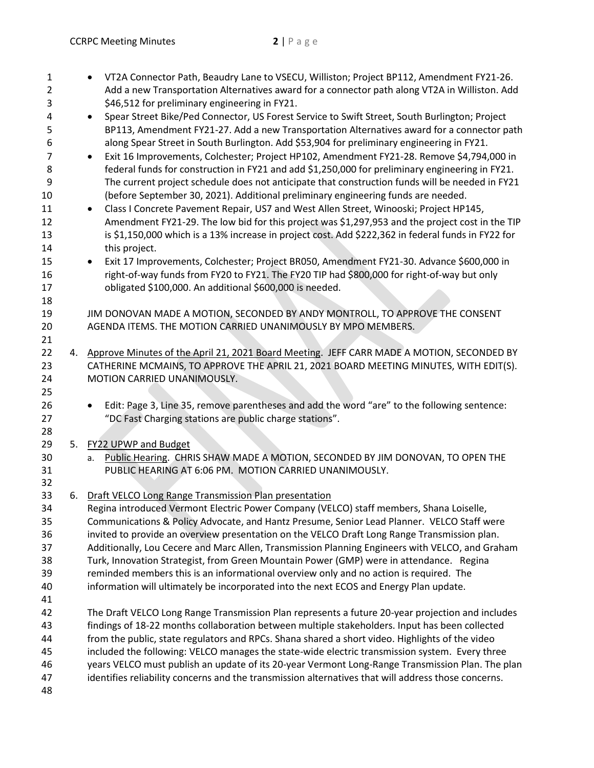- VT2A Connector Path, Beaudry Lane to VSECU, Williston; Project BP112, Amendment FY21-26. Add a new Transportation Alternatives award for a connector path along VT2A in Williston. Add $46,512 for preliminary engineering in FY21.
- Spear Street Bike/Ped Connector, US Forest Service to Swift Street, South Burlington; Project BP113, Amendment FY21-27. Add a new Transportation Alternatives award for a connector path along Spear Street in South Burlington. Add $53,904 for preliminary engineering in FY21.
- Exit 16 Improvements, Colchester; Project HP102, Amendment FY21-28. Remove $4,794,000 in federal funds for construction in FY21 and add $1,250,000 for preliminary engineering in FY21. The current project schedule does not anticipate that construction funds will be needed in FY21 (before September 30, 2021). Additional preliminary engineering funds are needed.
- Class I Concrete Pavement Repair, US7 and West Allen Street, Winooski; Project HP145, Amendment FY21-29. The low bid for this project was $1,297,953 and the project cost in the TIP is $1,150,000 which is a 13% increase in project cost. Add $222,362 in federal funds in FY22 for this project.
- Exit 17 Improvements, Colchester; Project BR050, Amendment FY21-30. Advance $600,000 in right-of-way funds from FY20 to FY21. The FY20 TIP had $800,000 for right-of-way but only obligated $100,000. An additional $600,000 is needed.

JIM DONOVAN MADE A MOTION, SECONDED BY ANDY MONTROLL, TO APPROVE THE CONSENT AGENDA ITEMS. THE MOTION CARRIED UNANIMOUSLY BY MPO MEMBERS.

4. Approve Minutes of the April 21, 2021 Board Meeting. JEFF CARR MADE A MOTION, SECONDED BY CATHERINE MCMAINS, TO APPROVE THE APRIL 21, 2021 BOARD MEETING MINUTES, WITH EDIT(S). MOTION CARRIED UNANIMOUSLY.

   - Edit: Page 3, Line 35, remove parentheses and add the word "are" to the following sentence: "DC Fast Charging stations are public charge stations".

5. FY22 UPWP and Budget
   a. Public Hearing. CHRIS SHAW MADE A MOTION, SECONDED BY JIM DONOVAN, TO OPEN THE PUBLIC HEARING AT 6:06 PM. MOTION CARRIED UNANIMOUSLY.

6. Draft VELCO Long Range Transmission Plan presentation

   Regina introduced Vermont Electric Power Company (VELCO) staff members, Shana Loiselle, Communications & Policy Advocate, and Hantz Presume, Senior Lead Planner. VELCO Staff were invited to provide an overview presentation on the VELCO Draft Long Range Transmission plan. Additionally, Lou Cecere and Marc Allen, Transmission Planning Engineers with VELCO, and Graham Turk, Innovation Strategist, from Green Mountain Power (GMP) were in attendance. Regina reminded members this is an informational overview only and no action is required. The information will ultimately be incorporated into the next ECOS and Energy Plan update.

   The Draft VELCO Long Range Transmission Plan represents a future 20-year projection and includes findings of 18-22 months collaboration between multiple stakeholders. Input has been collected from the public, state regulators and RPCs. Shana shared a short video. Highlights of the video included the following: VELCO manages the state-wide electric transmission system. Every three years VELCO must publish an update of its 20-year Vermont Long-Range Transmission Plan. The plan identifies reliability concerns and the transmission alternatives that will address those concerns.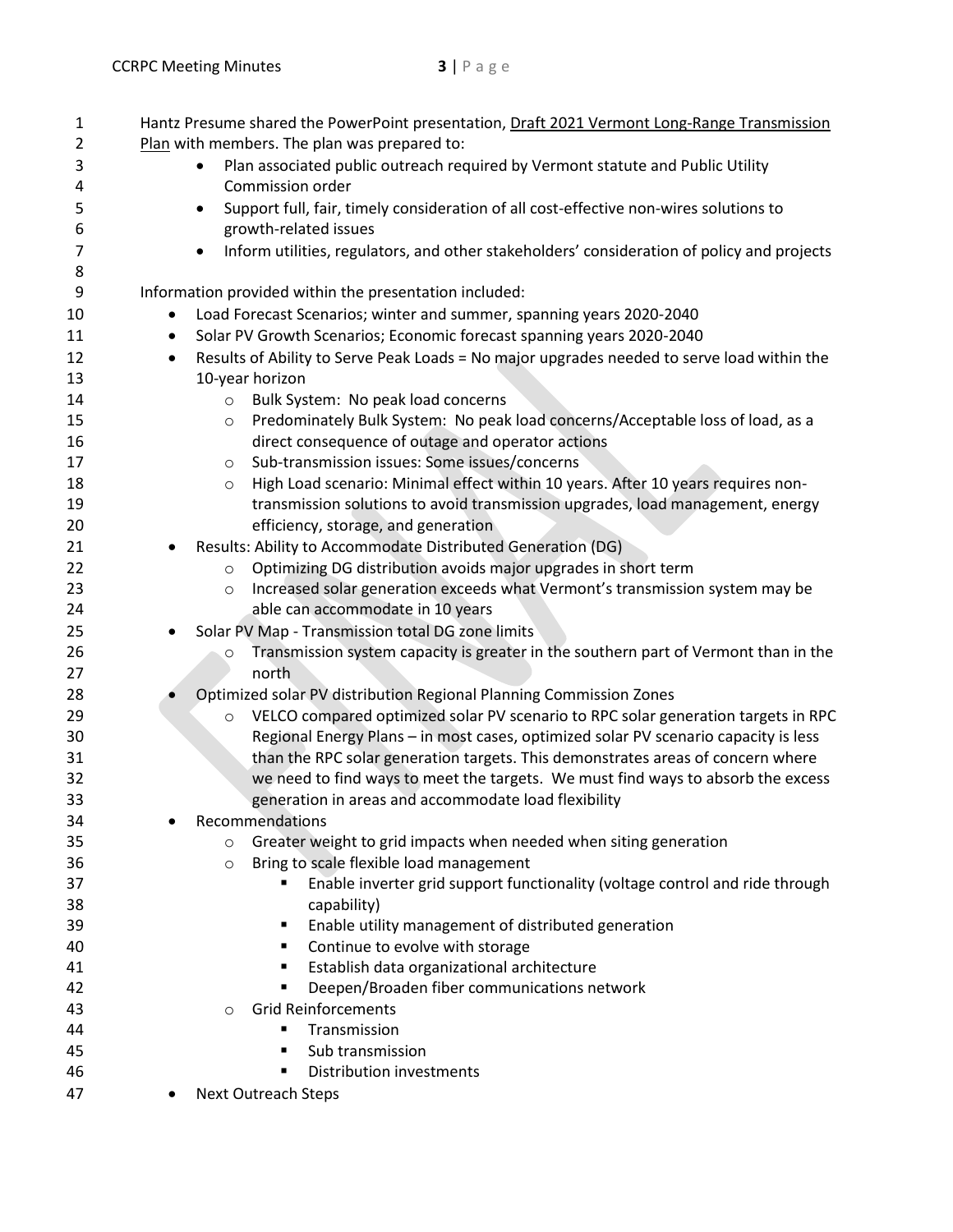Hantz Presume shared the PowerPoint presentation, Draft 2021 Vermont Long-Range Transmission Plan with members. The plan was prepared to:

- Plan associated public outreach required by Vermont statute and Public Utility Commission order
- Support full, fair, timely consideration of all cost-effective non-wires solutions to growth-related issues
- Inform utilities, regulators, and other stakeholders' consideration of policy and projects

Information provided within the presentation included:

- Load Forecast Scenarios; winter and summer, spanning years 2020-2040
- Solar PV Growth Scenarios; Economic forecast spanning years 2020-2040
- Results of Ability to Serve Peak Loads = No major upgrades needed to serve load within the 10-year horizon
    - Bulk System: No peak load concerns
    - Predominately Bulk System: No peak load concerns/Acceptable loss of load, as a direct consequence of outage and operator actions
    - Sub-transmission issues: Some issues/concerns
    - High Load scenario: Minimal effect within 10 years. After 10 years requires non-transmission solutions to avoid transmission upgrades, load management, energy efficiency, storage, and generation
- Results: Ability to Accommodate Distributed Generation (DG)
    - Optimizing DG distribution avoids major upgrades in short term
    - Increased solar generation exceeds what Vermont's transmission system may be able can accommodate in 10 years
- Solar PV Map - Transmission total DG zone limits
    - Transmission system capacity is greater in the southern part of Vermont than in the north
- Optimized solar PV distribution Regional Planning Commission Zones
    - VELCO compared optimized solar PV scenario to RPC solar generation targets in RPC Regional Energy Plans – in most cases, optimized solar PV scenario capacity is less than the RPC solar generation targets. This demonstrates areas of concern where we need to find ways to meet the targets. We must find ways to absorb the excess generation in areas and accommodate load flexibility
- Recommendations
    - Greater weight to grid impacts when needed when siting generation
    - Bring to scale flexible load management
        - Enable inverter grid support functionality (voltage control and ride through capability)
        - Enable utility management of distributed generation
        - Continue to evolve with storage
        - Establish data organizational architecture
        - Deepen/Broaden fiber communications network
    - Grid Reinforcements
        - Transmission
        - Sub transmission
        - Distribution investments
- Next Outreach Steps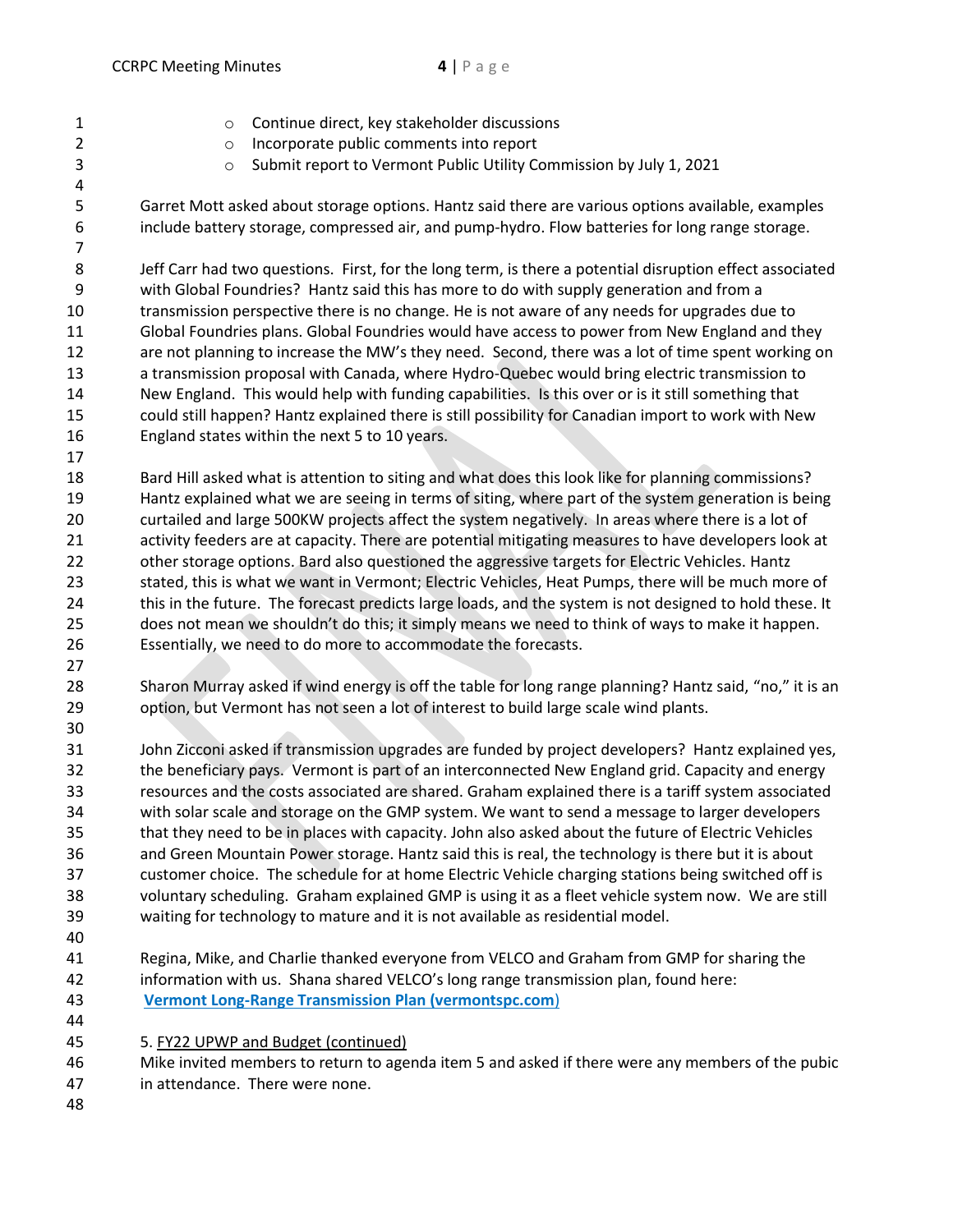- Continue direct, key stakeholder discussions
- Incorporate public comments into report
- Submit report to Vermont Public Utility Commission by July 1, 2021

Garret Mott asked about storage options. Hantz said there are various options available, examples include battery storage, compressed air, and pump-hydro. Flow batteries for long range storage.

Jeff Carr had two questions. First, for the long term, is there a potential disruption effect associated with Global Foundries? Hantz said this has more to do with supply generation and from a transmission perspective there is no change. He is not aware of any needs for upgrades due to Global Foundries plans. Global Foundries would have access to power from New England and they are not planning to increase the MW's they need. Second, there was a lot of time spent working on a transmission proposal with Canada, where Hydro-Quebec would bring electric transmission to New England. This would help with funding capabilities. Is this over or is it still something that could still happen? Hantz explained there is still possibility for Canadian import to work with New England states within the next 5 to 10 years.

Bard Hill asked what is attention to siting and what does this look like for planning commissions? Hantz explained what we are seeing in terms of siting, where part of the system generation is being curtailed and large 500KW projects affect the system negatively. In areas where there is a lot of activity feeders are at capacity. There are potential mitigating measures to have developers look at other storage options. Bard also questioned the aggressive targets for Electric Vehicles. Hantz stated, this is what we want in Vermont; Electric Vehicles, Heat Pumps, there will be much more of this in the future. The forecast predicts large loads, and the system is not designed to hold these. It does not mean we shouldn't do this; it simply means we need to think of ways to make it happen. Essentially, we need to do more to accommodate the forecasts.

Sharon Murray asked if wind energy is off the table for long range planning? Hantz said, "no," it is an option, but Vermont has not seen a lot of interest to build large scale wind plants.

John Zicconi asked if transmission upgrades are funded by project developers? Hantz explained yes, the beneficiary pays. Vermont is part of an interconnected New England grid. Capacity and energy resources and the costs associated are shared. Graham explained there is a tariff system associated with solar scale and storage on the GMP system. We want to send a message to larger developers that they need to be in places with capacity. John also asked about the future of Electric Vehicles and Green Mountain Power storage. Hantz said this is real, the technology is there but it is about customer choice. The schedule for at home Electric Vehicle charging stations being switched off is voluntary scheduling. Graham explained GMP is using it as a fleet vehicle system now. We are still waiting for technology to mature and it is not available as residential model.

Regina, Mike, and Charlie thanked everyone from VELCO and Graham from GMP for sharing the information with us. Shana shared VELCO's long range transmission plan, found here: **Vermont Long-Range Transmission Plan (vermontspc.com)**

5. FY22 UPWP and Budget (continued)
Mike invited members to return to agenda item 5 and asked if there were any members of the pubic in attendance. There were none.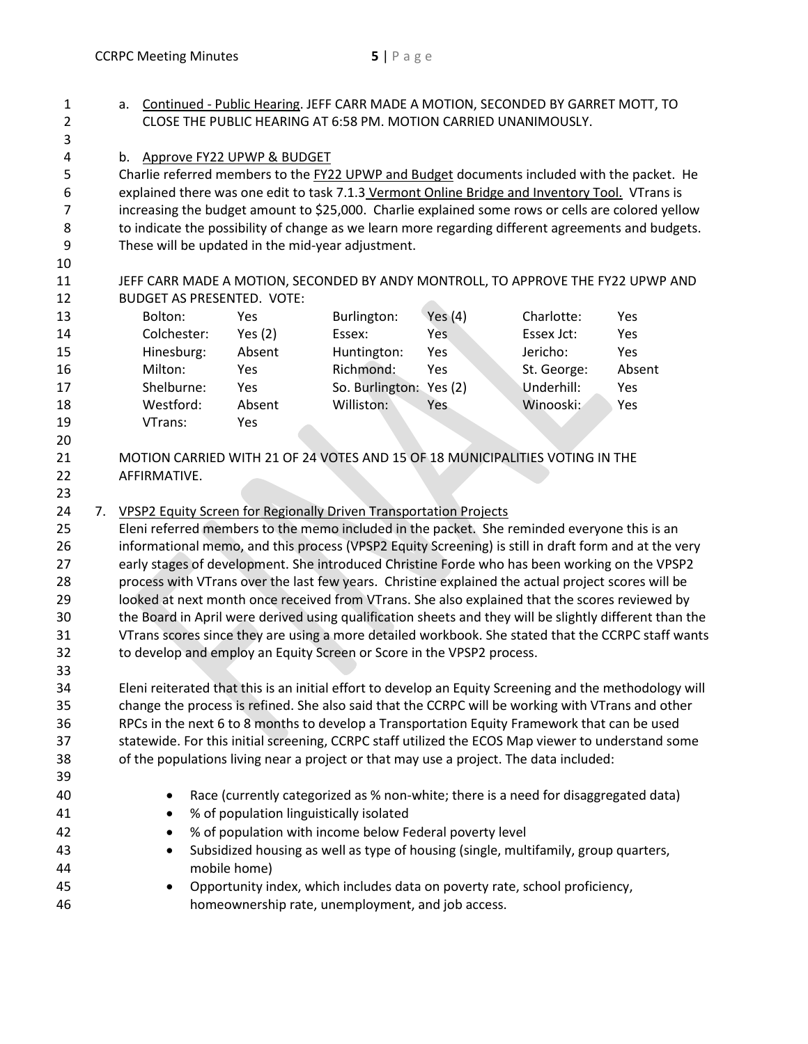a. Continued - Public Hearing. JEFF CARR MADE A MOTION, SECONDED BY GARRET MOTT, TO CLOSE THE PUBLIC HEARING AT 6:58 PM. MOTION CARRIED UNANIMOUSLY.

b. Approve FY22 UPWP & BUDGET

Charlie referred members to the FY22 UPWP and Budget documents included with the packet. He explained there was one edit to task 7.1.3 Vermont Online Bridge and Inventory Tool. VTrans is increasing the budget amount to $25,000. Charlie explained some rows or cells are colored yellow to indicate the possibility of change as we learn more regarding different agreements and budgets. These will be updated in the mid-year adjustment.

JEFF CARR MADE A MOTION, SECONDED BY ANDY MONTROLL, TO APPROVE THE FY22 UPWP AND BUDGET AS PRESENTED. VOTE:

| | | | | | |
|---|---|---|---|---|---|
| Bolton: | Yes | Burlington: | Yes (4) | Charlotte: | Yes |
| Colchester: | Yes (2) | Essex: | Yes | Essex Jct: | Yes |
| Hinesburg: | Absent | Huntington: | Yes | Jericho: | Yes |
| Milton: | Yes | Richmond: | Yes | St. George: | Absent |
| Shelburne: | Yes | So. Burlington: | Yes (2) | Underhill: | Yes |
| Westford: | Absent | Williston: | Yes | Winooski: | Yes |
| VTrans: | Yes | | | | |

MOTION CARRIED WITH 21 OF 24 VOTES AND 15 OF 18 MUNICIPALITIES VOTING IN THE AFFIRMATIVE.

7. VPSP2 Equity Screen for Regionally Driven Transportation Projects

Eleni referred members to the memo included in the packet. She reminded everyone this is an informational memo, and this process (VPSP2 Equity Screening) is still in draft form and at the very early stages of development. She introduced Christine Forde who has been working on the VPSP2 process with VTrans over the last few years. Christine explained the actual project scores will be looked at next month once received from VTrans. She also explained that the scores reviewed by the Board in April were derived using qualification sheets and they will be slightly different than the VTrans scores since they are using a more detailed workbook. She stated that the CCRPC staff wants to develop and employ an Equity Screen or Score in the VPSP2 process.

Eleni reiterated that this is an initial effort to develop an Equity Screening and the methodology will change the process is refined. She also said that the CCRPC will be working with VTrans and other RPCs in the next 6 to 8 months to develop a Transportation Equity Framework that can be used statewide. For this initial screening, CCRPC staff utilized the ECOS Map viewer to understand some of the populations living near a project or that may use a project. The data included:

- Race (currently categorized as % non-white; there is a need for disaggregated data)
- % of population linguistically isolated
- % of population with income below Federal poverty level
- Subsidized housing as well as type of housing (single, multifamily, group quarters, mobile home)
- Opportunity index, which includes data on poverty rate, school proficiency, homeownership rate, unemployment, and job access.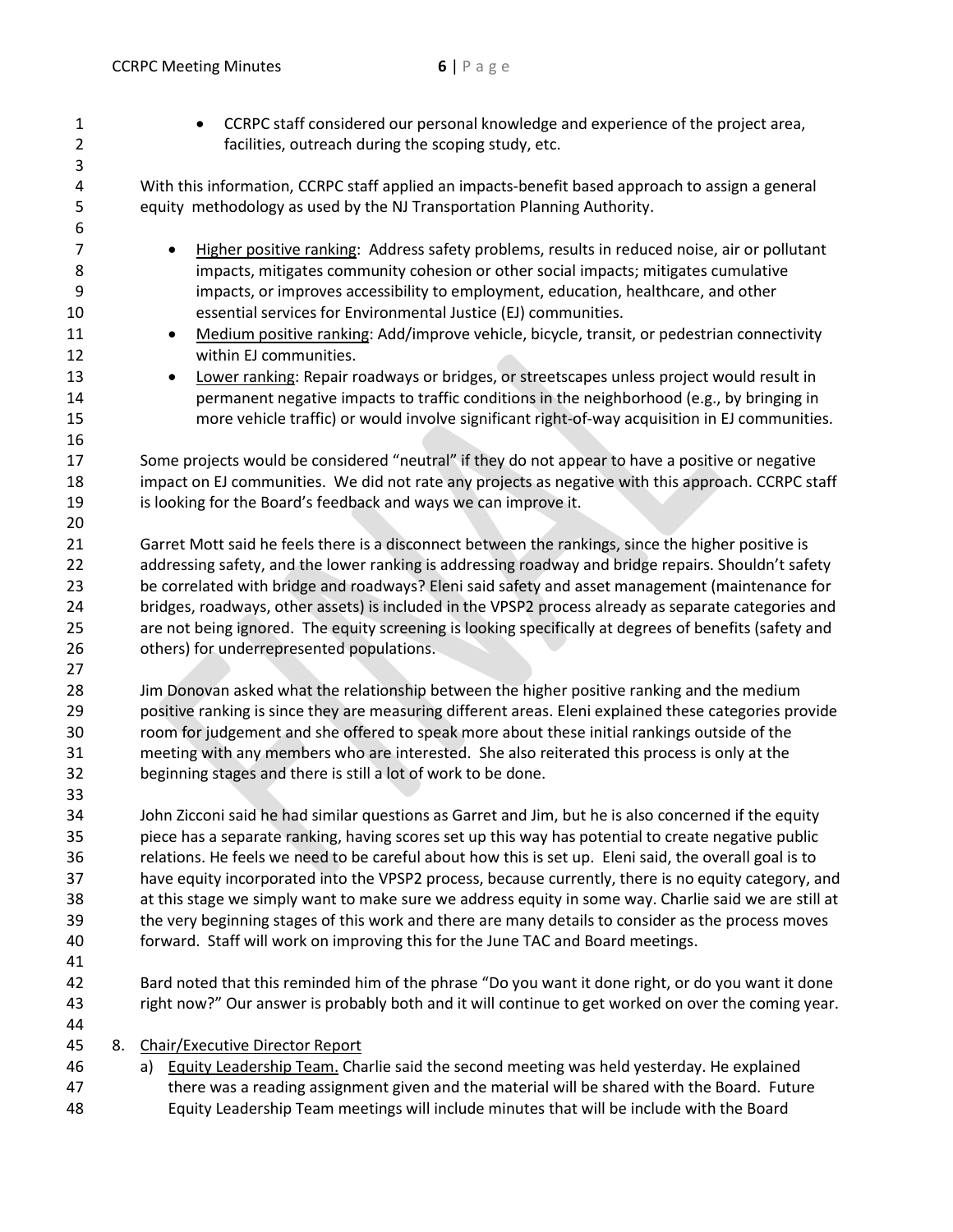- CCRPC staff considered our personal knowledge and experience of the project area, facilities, outreach during the scoping study, etc.

With this information, CCRPC staff applied an impacts-benefit based approach to assign a general equity methodology as used by the NJ Transportation Planning Authority.

- Higher positive ranking: Address safety problems, results in reduced noise, air or pollutant impacts, mitigates community cohesion or other social impacts; mitigates cumulative impacts, or improves accessibility to employment, education, healthcare, and other essential services for Environmental Justice (EJ) communities.
- Medium positive ranking: Add/improve vehicle, bicycle, transit, or pedestrian connectivity within EJ communities.
- Lower ranking: Repair roadways or bridges, or streetscapes unless project would result in permanent negative impacts to traffic conditions in the neighborhood (e.g., by bringing in more vehicle traffic) or would involve significant right-of-way acquisition in EJ communities.

Some projects would be considered "neutral" if they do not appear to have a positive or negative impact on EJ communities. We did not rate any projects as negative with this approach. CCRPC staff is looking for the Board's feedback and ways we can improve it.

Garret Mott said he feels there is a disconnect between the rankings, since the higher positive is addressing safety, and the lower ranking is addressing roadway and bridge repairs. Shouldn't safety be correlated with bridge and roadways? Eleni said safety and asset management (maintenance for bridges, roadways, other assets) is included in the VPSP2 process already as separate categories and are not being ignored. The equity screening is looking specifically at degrees of benefits (safety and others) for underrepresented populations.

Jim Donovan asked what the relationship between the higher positive ranking and the medium positive ranking is since they are measuring different areas. Eleni explained these categories provide room for judgement and she offered to speak more about these initial rankings outside of the meeting with any members who are interested. She also reiterated this process is only at the beginning stages and there is still a lot of work to be done.

John Zicconi said he had similar questions as Garret and Jim, but he is also concerned if the equity piece has a separate ranking, having scores set up this way has potential to create negative public relations. He feels we need to be careful about how this is set up. Eleni said, the overall goal is to have equity incorporated into the VPSP2 process, because currently, there is no equity category, and at this stage we simply want to make sure we address equity in some way. Charlie said we are still at the very beginning stages of this work and there are many details to consider as the process moves forward. Staff will work on improving this for the June TAC and Board meetings.

Bard noted that this reminded him of the phrase "Do you want it done right, or do you want it done right now?" Our answer is probably both and it will continue to get worked on over the coming year.

8. Chair/Executive Director Report
   a) Equity Leadership Team. Charlie said the second meeting was held yesterday. He explained there was a reading assignment given and the material will be shared with the Board. Future Equity Leadership Team meetings will include minutes that will be include with the Board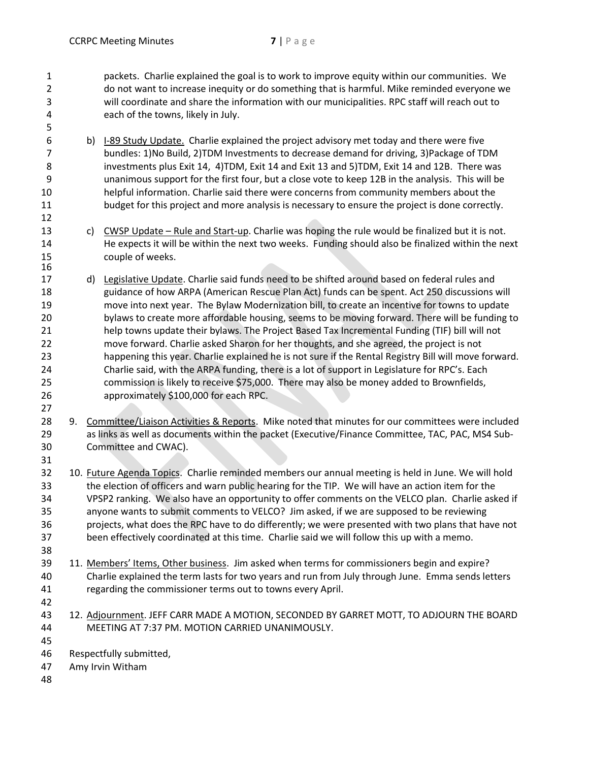packets. Charlie explained the goal is to work to improve equity within our communities. We do not want to increase inequity or do something that is harmful. Mike reminded everyone we will coordinate and share the information with our municipalities. RPC staff will reach out to each of the towns, likely in July.

b) I-89 Study Update. Charlie explained the project advisory met today and there were five bundles: 1)No Build, 2)TDM Investments to decrease demand for driving, 3)Package of TDM investments plus Exit 14, 4)TDM, Exit 14 and Exit 13 and 5)TDM, Exit 14 and 12B. There was unanimous support for the first four, but a close vote to keep 12B in the analysis. This will be helpful information. Charlie said there were concerns from community members about the budget for this project and more analysis is necessary to ensure the project is done correctly.

c) CWSP Update – Rule and Start-up. Charlie was hoping the rule would be finalized but it is not. He expects it will be within the next two weeks. Funding should also be finalized within the next couple of weeks.

d) Legislative Update. Charlie said funds need to be shifted around based on federal rules and guidance of how ARPA (American Rescue Plan Act) funds can be spent. Act 250 discussions will move into next year. The Bylaw Modernization bill, to create an incentive for towns to update bylaws to create more affordable housing, seems to be moving forward. There will be funding to help towns update their bylaws. The Project Based Tax Incremental Funding (TIF) bill will not move forward. Charlie asked Sharon for her thoughts, and she agreed, the project is not happening this year. Charlie explained he is not sure if the Rental Registry Bill will move forward. Charlie said, with the ARPA funding, there is a lot of support in Legislature for RPC's. Each commission is likely to receive $75,000. There may also be money added to Brownfields, approximately $100,000 for each RPC.

9. Committee/Liaison Activities & Reports. Mike noted that minutes for our committees were included as links as well as documents within the packet (Executive/Finance Committee, TAC, PAC, MS4 Sub-Committee and CWAC).

10. Future Agenda Topics. Charlie reminded members our annual meeting is held in June. We will hold the election of officers and warn public hearing for the TIP. We will have an action item for the VPSP2 ranking. We also have an opportunity to offer comments on the VELCO plan. Charlie asked if anyone wants to submit comments to VELCO? Jim asked, if we are supposed to be reviewing projects, what does the RPC have to do differently; we were presented with two plans that have not been effectively coordinated at this time. Charlie said we will follow this up with a memo.

11. Members' Items, Other business. Jim asked when terms for commissioners begin and expire? Charlie explained the term lasts for two years and run from July through June. Emma sends letters regarding the commissioner terms out to towns every April.

12. Adjournment. JEFF CARR MADE A MOTION, SECONDED BY GARRET MOTT, TO ADJOURN THE BOARD MEETING AT 7:37 PM. MOTION CARRIED UNANIMOUSLY.

Respectfully submitted,
Amy Irvin Witham